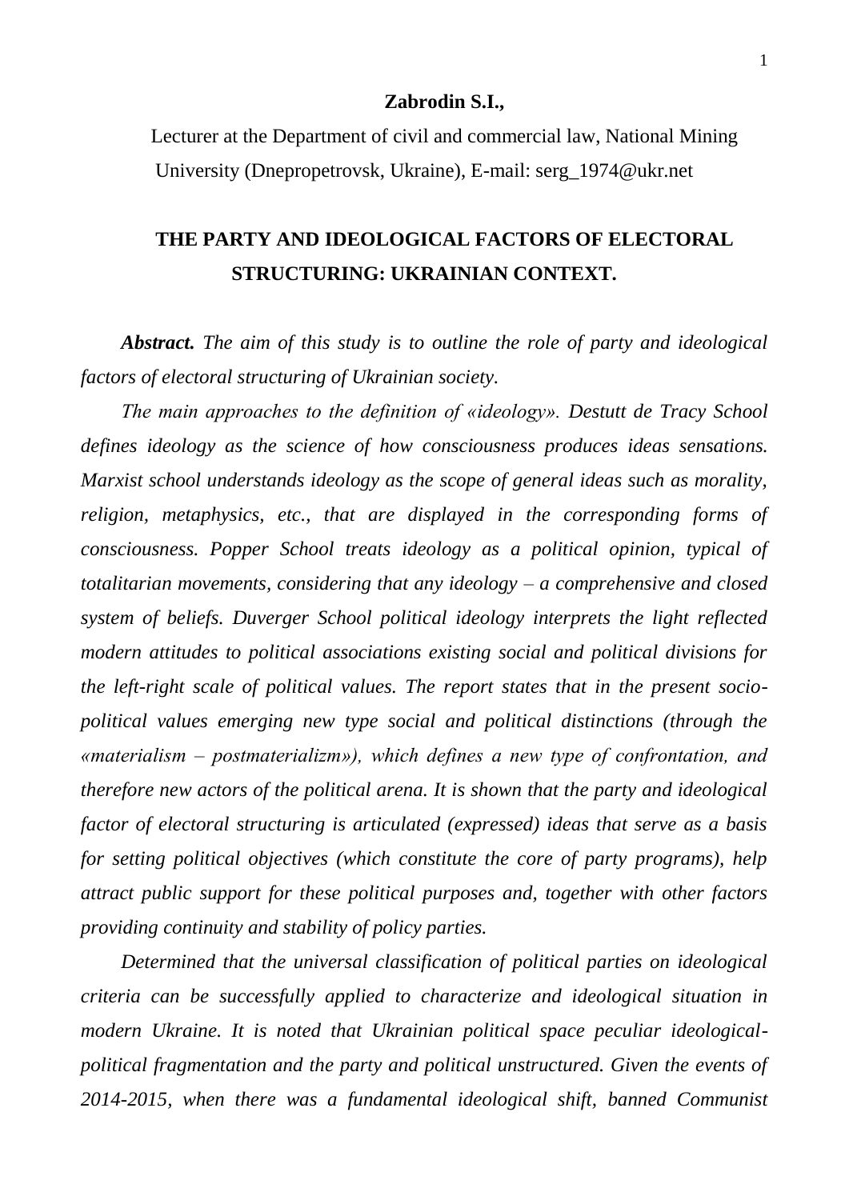**Zabrodin S.I.,**

Lecturer at the Department of civil and commercial law, National Mining University (Dnepropetrovsk, Ukraine), E-mail: serg_1974@ukr.net

# THE PARTY AND IDEOLOGICAL FACTORS OF ELECTORAL STRUCTURING: UKRAINIAN CONTEXT.

***Abstract.*** *The aim of this study is to outline the role of party and ideological factors of electoral structuring of Ukrainian society.*

*The main approaches to the definition of «ideology». Destutt de Tracy School defines ideology as the science of how consciousness produces ideas sensations. Marxist school understands ideology as the scope of general ideas such as morality, religion, metaphysics, etc., that are displayed in the corresponding forms of consciousness. Popper School treats ideology as a political opinion, typical of totalitarian movements, considering that any ideology – a comprehensive and closed system of beliefs. Duverger School political ideology interprets the light reflected modern attitudes to political associations existing social and political divisions for the left-right scale of political values. The report states that in the present socio-political values emerging new type social and political distinctions (through the «materialism – postmaterializm»), which defines a new type of confrontation, and therefore new actors of the political arena. It is shown that the party and ideological factor of electoral structuring is articulated (expressed) ideas that serve as a basis for setting political objectives (which constitute the core of party programs), help attract public support for these political purposes and, together with other factors providing continuity and stability of policy parties.*

*Determined that the universal classification of political parties on ideological criteria can be successfully applied to characterize and ideological situation in modern Ukraine. It is noted that Ukrainian political space peculiar ideological-political fragmentation and the party and political unstructured. Given the events of 2014-2015, when there was a fundamental ideological shift, banned Communist*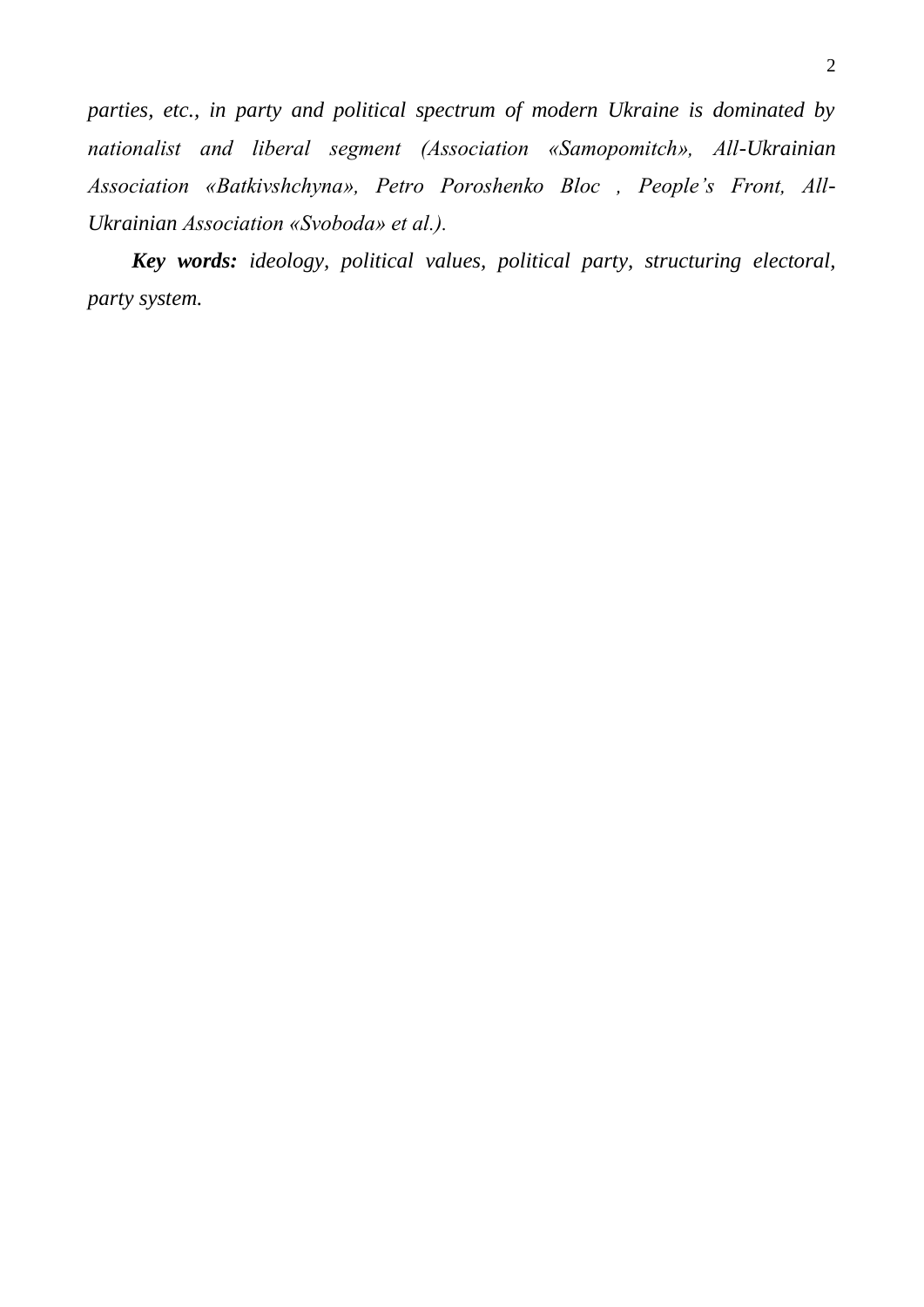*parties, etc., in party and political spectrum of modern Ukraine is dominated by nationalist and liberal segment (Association «Samopomitch», All-Ukrainian Association «Batkivshchyna», Petro Poroshenko Bloc , People's Front, All-Ukrainian Association «Svoboda» et al.).*

***Key words:*** *ideology, political values, political party, structuring electoral, party system.*